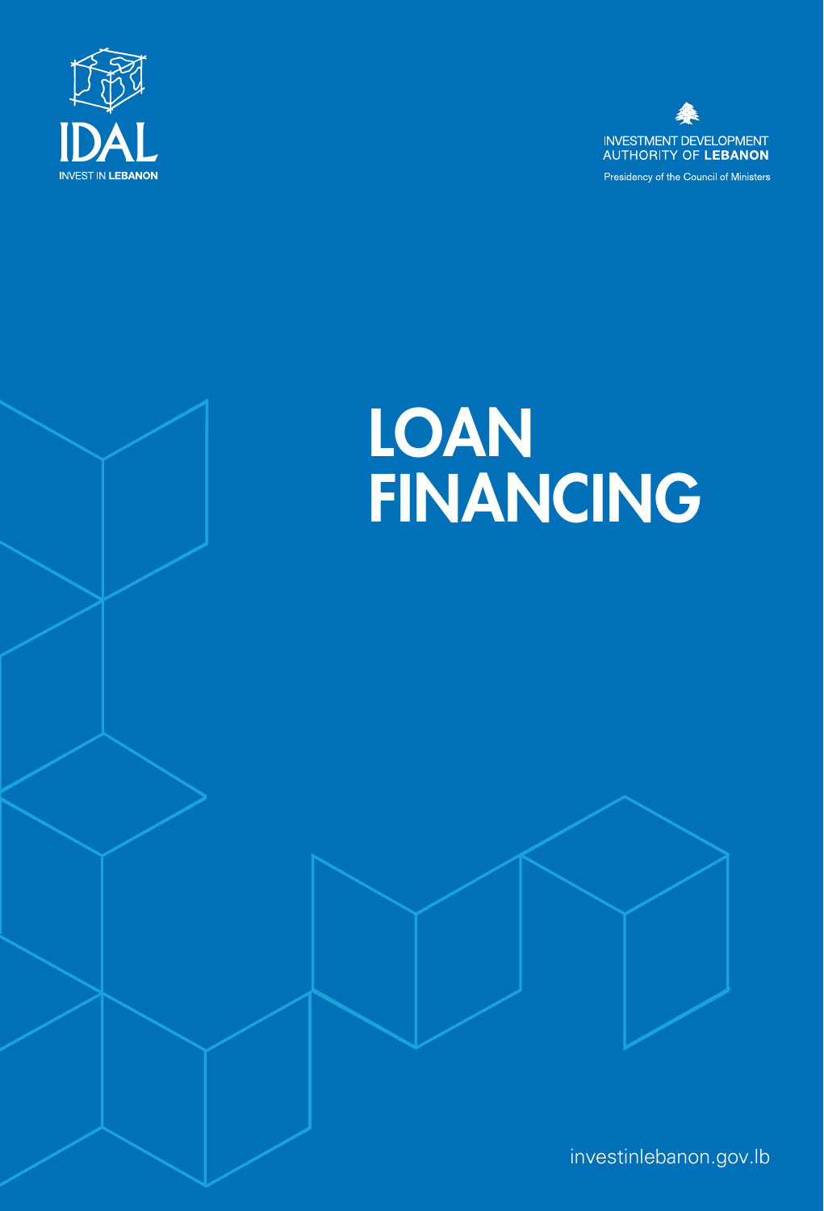IDAL

INVEST IN LEBANON

INVESTMENT DEVELOPMENT AUTHORITY OF LEBANON

Presidency of the Council of Ministers

# LOAN FINANCING

investinlebanon.gov.lb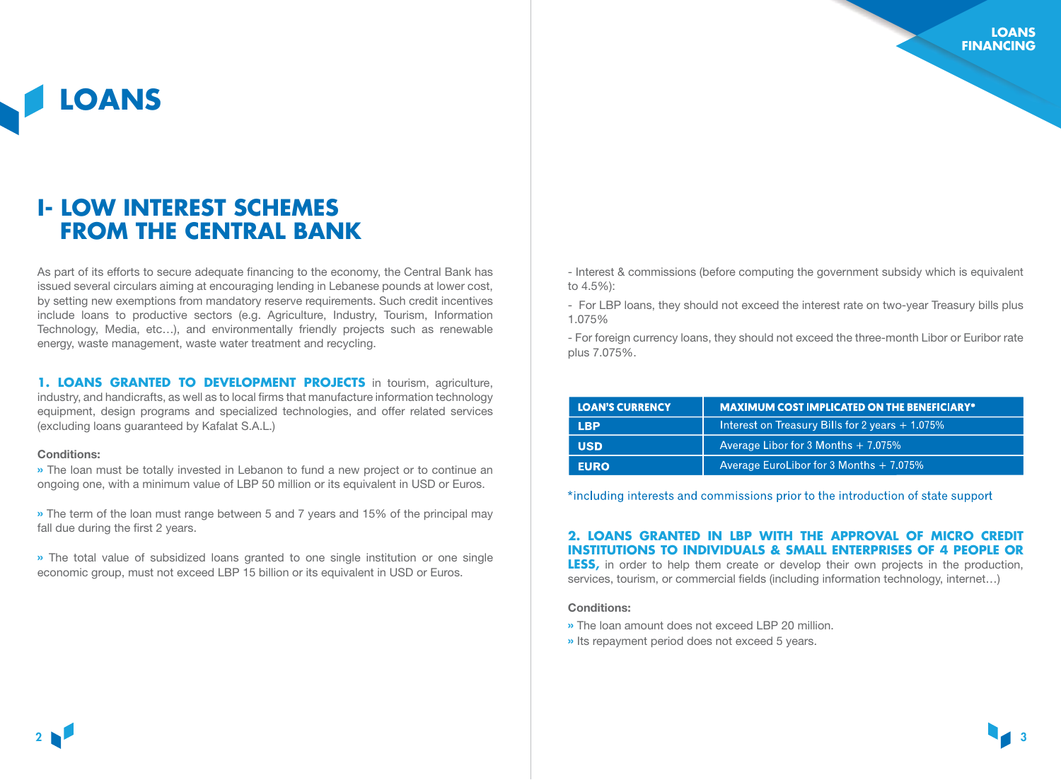# LOANS

## I- LOW INTEREST SCHEMES FROM THE CENTRAL BANK

As part of its efforts to secure adequate financing to the economy, the Central Bank has issued several circulars aiming at encouraging lending in Lebanese pounds at lower cost, by setting new exemptions from mandatory reserve requirements. Such credit incentives include loans to productive sectors (e.g. Agriculture, Industry, Tourism, Information Technology, Media, etc…), and environmentally friendly projects such as renewable energy, waste management, waste water treatment and recycling.

**1. LOANS GRANTED TO DEVELOPMENT PROJECTS** in tourism, agriculture, industry, and handicrafts, as well as to local firms that manufacture information technology equipment, design programs and specialized technologies, and offer related services (excluding loans guaranteed by Kafalat S.A.L.)

**Conditions:**

» The loan must be totally invested in Lebanon to fund a new project or to continue an ongoing one, with a minimum value of LBP 50 million or its equivalent in USD or Euros.

» The term of the loan must range between 5 and 7 years and 15% of the principal may fall due during the first 2 years.

» The total value of subsidized loans granted to one single institution or one single economic group, must not exceed LBP 15 billion or its equivalent in USD or Euros.

- Interest & commissions (before computing the government subsidy which is equivalent to 4.5%):

- For LBP loans, they should not exceed the interest rate on two-year Treasury bills plus 1.075%

- For foreign currency loans, they should not exceed the three-month Libor or Euribor rate plus 7.075%.

| LOAN'S CURRENCY | MAXIMUM COST IMPLICATED ON THE BENEFICIARY* |
|---|---|
| LBP | Interest on Treasury Bills for 2 years + 1.075% |
| USD | Average Libor for 3 Months + 7.075% |
| EURO | Average EuroLibor for 3 Months + 7.075% |

*including interests and commissions prior to the introduction of state support

**2. LOANS GRANTED IN LBP WITH THE APPROVAL OF MICRO CREDIT INSTITUTIONS TO INDIVIDUALS & SMALL ENTERPRISES OF 4 PEOPLE OR LESS,** in order to help them create or develop their own projects in the production, services, tourism, or commercial fields (including information technology, internet…)

**Conditions:**

» The loan amount does not exceed LBP 20 million.

» Its repayment period does not exceed 5 years.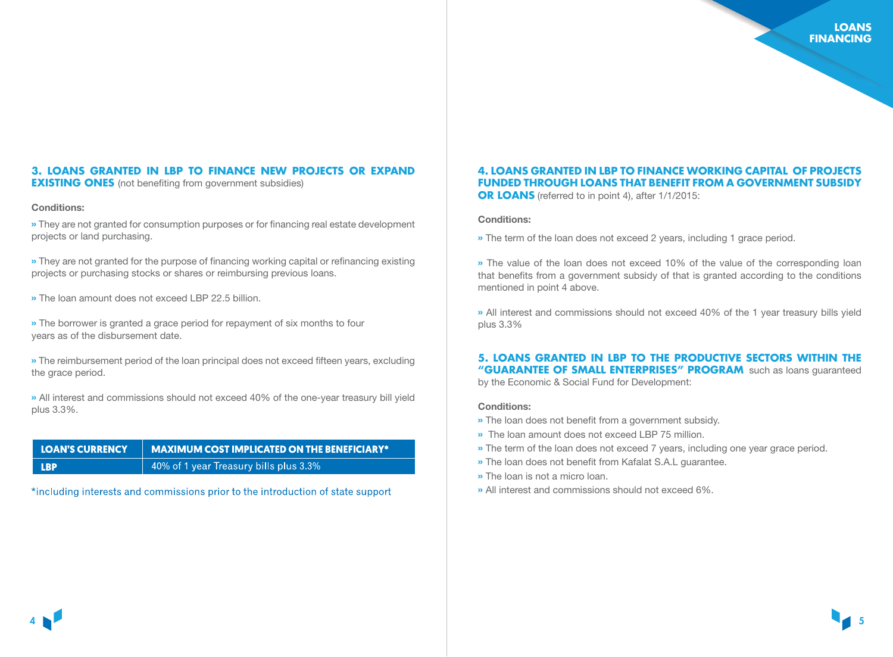### 3. LOANS GRANTED IN LBP TO FINANCE NEW PROJECTS OR EXPAND EXISTING ONES (not benefiting from government subsidies)

**Conditions:**

» They are not granted for consumption purposes or for financing real estate development projects or land purchasing.

» They are not granted for the purpose of financing working capital or refinancing existing projects or purchasing stocks or shares or reimbursing previous loans.

» The loan amount does not exceed LBP 22.5 billion.

» The borrower is granted a grace period for repayment of six months to four years as of the disbursement date.

» The reimbursement period of the loan principal does not exceed fifteen years, excluding the grace period.

» All interest and commissions should not exceed 40% of the one-year treasury bill yield plus 3.3%.

| LOAN'S CURRENCY | MAXIMUM COST IMPLICATED ON THE BENEFICIARY* |
|---|---|
| LBP | 40% of 1 year Treasury bills plus 3.3% |

*including interests and commissions prior to the introduction of state support

### 4. LOANS GRANTED IN LBP TO FINANCE WORKING CAPITAL OF PROJECTS FUNDED THROUGH LOANS THAT BENEFIT FROM A GOVERNMENT SUBSIDY OR LOANS (referred to in point 4), after 1/1/2015:

**Conditions:**

» The term of the loan does not exceed 2 years, including 1 grace period.

» The value of the loan does not exceed 10% of the value of the corresponding loan that benefits from a government subsidy of that is granted according to the conditions mentioned in point 4 above.

» All interest and commissions should not exceed 40% of the 1 year treasury bills yield plus 3.3%

### 5. LOANS GRANTED IN LBP TO THE PRODUCTIVE SECTORS WITHIN THE "GUARANTEE OF SMALL ENTERPRISES" PROGRAM such as loans guaranteed by the Economic & Social Fund for Development:

**Conditions:**

» The loan does not benefit from a government subsidy.
» The loan amount does not exceed LBP 75 million.
» The term of the loan does not exceed 7 years, including one year grace period.
» The loan does not benefit from Kafalat S.A.L guarantee.
» The loan is not a micro loan.
» All interest and commissions should not exceed 6%.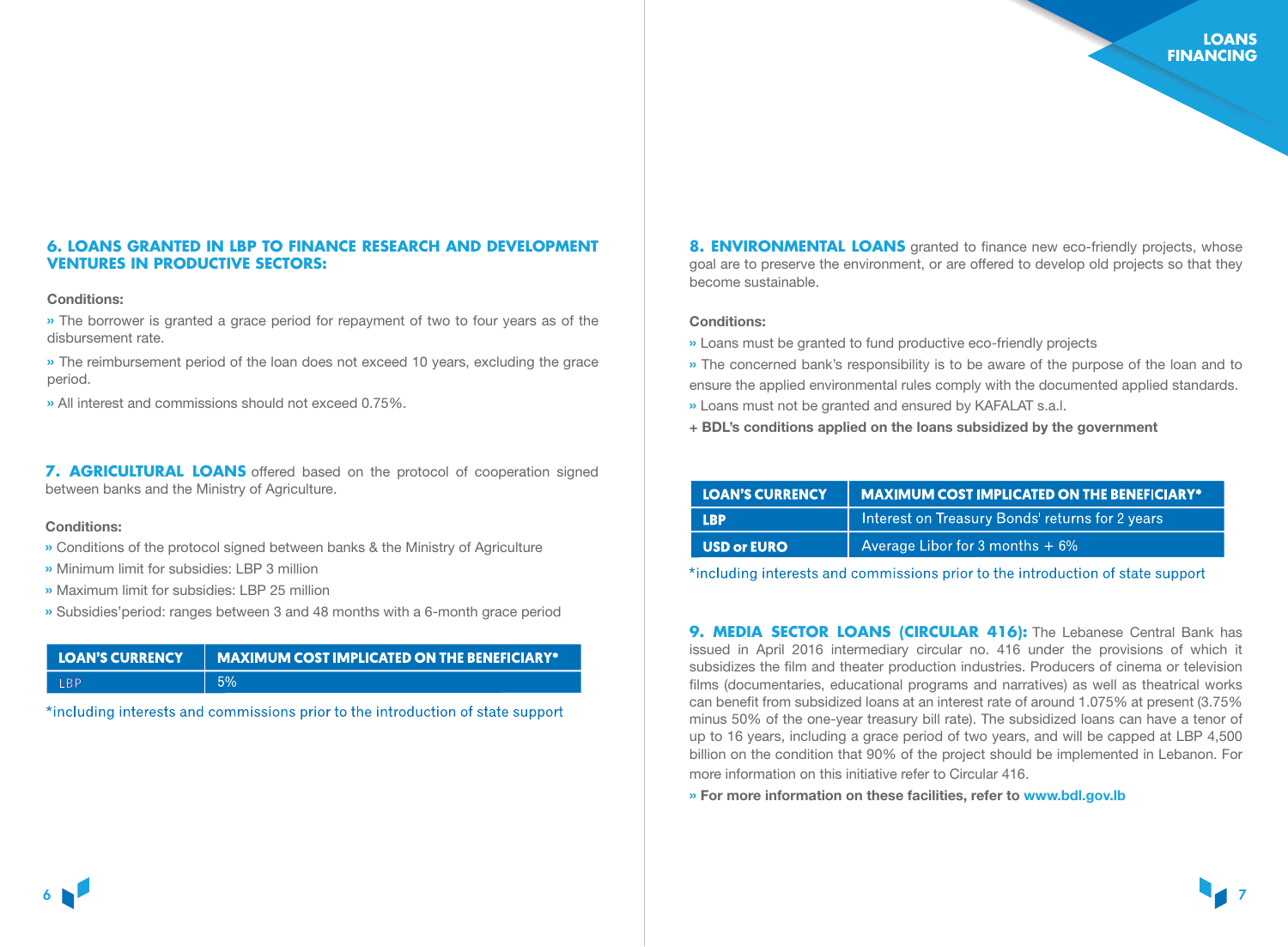### 6. LOANS GRANTED IN LBP TO FINANCE RESEARCH AND DEVELOPMENT VENTURES IN PRODUCTIVE SECTORS:

**Conditions:**

» The borrower is granted a grace period for repayment of two to four years as of the disbursement rate.

» The reimbursement period of the loan does not exceed 10 years, excluding the grace period.

» All interest and commissions should not exceed 0.75%.

**7. AGRICULTURAL LOANS** offered based on the protocol of cooperation signed between banks and the Ministry of Agriculture.

**Conditions:**

» Conditions of the protocol signed between banks & the Ministry of Agriculture

» Minimum limit for subsidies: LBP 3 million

» Maximum limit for subsidies: LBP 25 million

» Subsidies'period: ranges between 3 and 48 months with a 6-month grace period

| LOAN'S CURRENCY | MAXIMUM COST IMPLICATED ON THE BENEFICIARY* |
| --- | --- |
| LBP | 5% |

*including interests and commissions prior to the introduction of state support

**8. ENVIRONMENTAL LOANS** granted to finance new eco-friendly projects, whose goal are to preserve the environment, or are offered to develop old projects so that they become sustainable.

**Conditions:**

» Loans must be granted to fund productive eco-friendly projects

» The concerned bank's responsibility is to be aware of the purpose of the loan and to ensure the applied environmental rules comply with the documented applied standards.

» Loans must not be granted and ensured by KAFALAT s.a.l.

**+ BDL's conditions applied on the loans subsidized by the government**

| LOAN'S CURRENCY | MAXIMUM COST IMPLICATED ON THE BENEFICIARY* |
| --- | --- |
| LBP | Interest on Treasury Bonds' returns for 2 years |
| USD or EURO | Average Libor for 3 months + 6% |

*including interests and commissions prior to the introduction of state support

**9. MEDIA SECTOR LOANS (CIRCULAR 416):** The Lebanese Central Bank has issued in April 2016 intermediary circular no. 416 under the provisions of which it subsidizes the film and theater production industries. Producers of cinema or television films (documentaries, educational programs and narratives) as well as theatrical works can benefit from subsidized loans at an interest rate of around 1.075% at present (3.75% minus 50% of the one-year treasury bill rate). The subsidized loans can have a tenor of up to 16 years, including a grace period of two years, and will be capped at LBP 4,500 billion on the condition that 90% of the project should be implemented in Lebanon. For more information on this initiative refer to Circular 416.

» **For more information on these facilities, refer to www.bdl.gov.lb**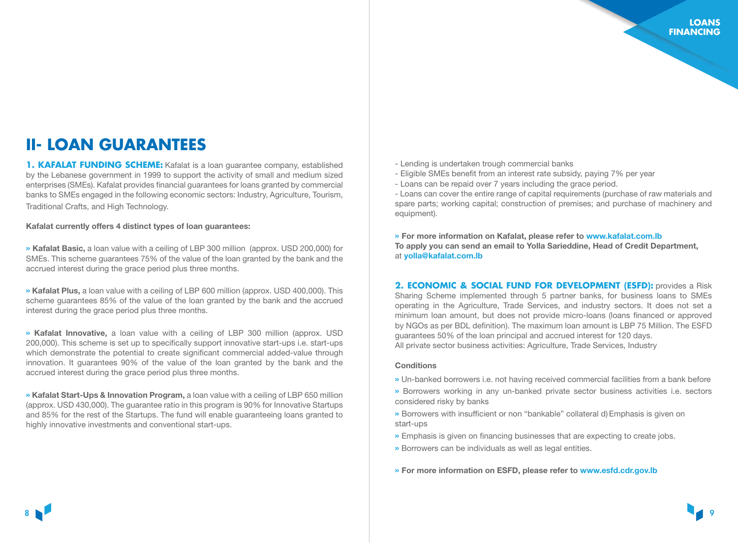# II- LOAN GUARANTEES

**1. KAFALAT FUNDING SCHEME:** Kafalat is a loan guarantee company, established by the Lebanese government in 1999 to support the activity of small and medium sized enterprises (SMEs). Kafalat provides financial guarantees for loans granted by commercial banks to SMEs engaged in the following economic sectors: Industry, Agriculture, Tourism, Traditional Crafts, and High Technology.

**Kafalat currently offers 4 distinct types of loan guarantees:**

» **Kafalat Basic,** a loan value with a ceiling of LBP 300 million (approx. USD 200,000) for SMEs. This scheme guarantees 75% of the value of the loan granted by the bank and the accrued interest during the grace period plus three months.

» **Kafalat Plus,** a loan value with a ceiling of LBP 600 million (approx. USD 400,000). This scheme guarantees 85% of the value of the loan granted by the bank and the accrued interest during the grace period plus three months.

» **Kafalat Innovative,** a loan value with a ceiling of LBP 300 million (approx. USD 200,000). This scheme is set up to specifically support innovative start-ups i.e. start-ups which demonstrate the potential to create significant commercial added-value through innovation. It guarantees 90% of the value of the loan granted by the bank and the accrued interest during the grace period plus three months.

» **Kafalat Start-Ups & Innovation Program,** a loan value with a ceiling of LBP 650 million (approx. USD 430,000). The guarantee ratio in this program is 90% for Innovative Startups and 85% for the rest of the Startups. The fund will enable guaranteeing loans granted to highly innovative investments and conventional start-ups.

- Lending is undertaken trough commercial banks
- Eligible SMEs benefit from an interest rate subsidy, paying 7% per year
- Loans can be repaid over 7 years including the grace period.
- Loans can cover the entire range of capital requirements (purchase of raw materials and spare parts; working capital; construction of premises; and purchase of machinery and equipment).

**» For more information on Kafalat, please refer to www.kafalat.com.lb**
**To apply you can send an email to Yolla Sarieddine, Head of Credit Department,** at **yolla@kafalat.com.lb**

**2. ECONOMIC & SOCIAL FUND FOR DEVELOPMENT (ESFD):** provides a Risk Sharing Scheme implemented through 5 partner banks, for business loans to SMEs operating in the Agriculture, Trade Services, and industry sectors. It does not set a minimum loan amount, but does not provide micro-loans (loans financed or approved by NGOs as per BDL definition). The maximum loan amount is LBP 75 Million. The ESFD guarantees 50% of the loan principal and accrued interest for 120 days.
All private sector business activities: Agriculture, Trade Services, Industry

**Conditions**

» Un-banked borrowers i.e. not having received commercial facilities from a bank before

» Borrowers working in any un-banked private sector business activities i.e. sectors considered risky by banks

» Borrowers with insufficient or non "bankable" collateral d) Emphasis is given on start-ups

» Emphasis is given on financing businesses that are expecting to create jobs.

» Borrowers can be individuals as well as legal entities.

**» For more information on ESFD, please refer to www.esfd.cdr.gov.lb**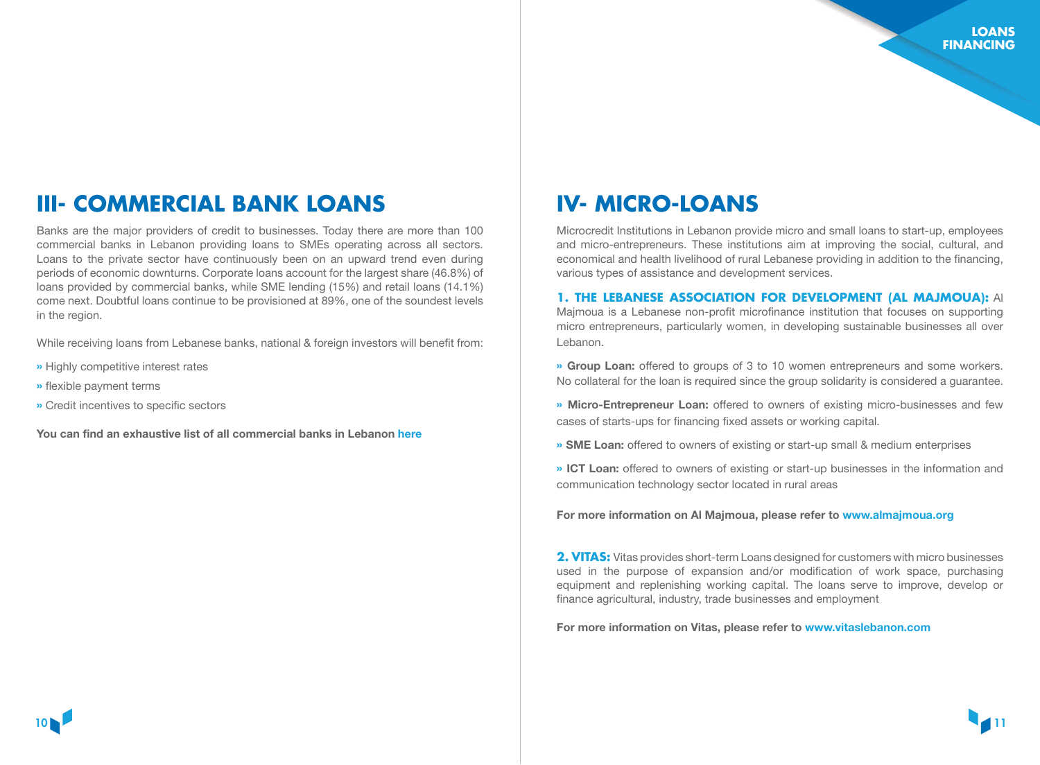## III- COMMERCIAL BANK LOANS

Banks are the major providers of credit to businesses. Today there are more than 100 commercial banks in Lebanon providing loans to SMEs operating across all sectors. Loans to the private sector have continuously been on an upward trend even during periods of economic downturns. Corporate loans account for the largest share (46.8%) of loans provided by commercial banks, while SME lending (15%) and retail loans (14.1%) come next. Doubtful loans continue to be provisioned at 89%, one of the soundest levels in the region.

While receiving loans from Lebanese banks, national & foreign investors will benefit from:

- Highly competitive interest rates
- flexible payment terms
- Credit incentives to specific sectors

**You can find an exhaustive list of all commercial banks in Lebanon here**

## IV- MICRO-LOANS

Microcredit Institutions in Lebanon provide micro and small loans to start-up, employees and micro-entrepreneurs. These institutions aim at improving the social, cultural, and economical and health livelihood of rural Lebanese providing in addition to the financing, various types of assistance and development services.

**1. THE LEBANESE ASSOCIATION FOR DEVELOPMENT (AL MAJMOUA):** Al Majmoua is a Lebanese non-profit microfinance institution that focuses on supporting micro entrepreneurs, particularly women, in developing sustainable businesses all over Lebanon.

- **Group Loan:** offered to groups of 3 to 10 women entrepreneurs and some workers. No collateral for the loan is required since the group solidarity is considered a guarantee.
- **Micro-Entrepreneur Loan:** offered to owners of existing micro-businesses and few cases of starts-ups for financing fixed assets or working capital.
- **SME Loan:** offered to owners of existing or start-up small & medium enterprises
- **ICT Loan:** offered to owners of existing or start-up businesses in the information and communication technology sector located in rural areas

**For more information on Al Majmoua, please refer to www.almajmoua.org**

**2. VITAS:** Vitas provides short-term Loans designed for customers with micro businesses used in the purpose of expansion and/or modification of work space, purchasing equipment and replenishing working capital. The loans serve to improve, develop or finance agricultural, industry, trade businesses and employment

**For more information on Vitas, please refer to www.vitaslebanon.com**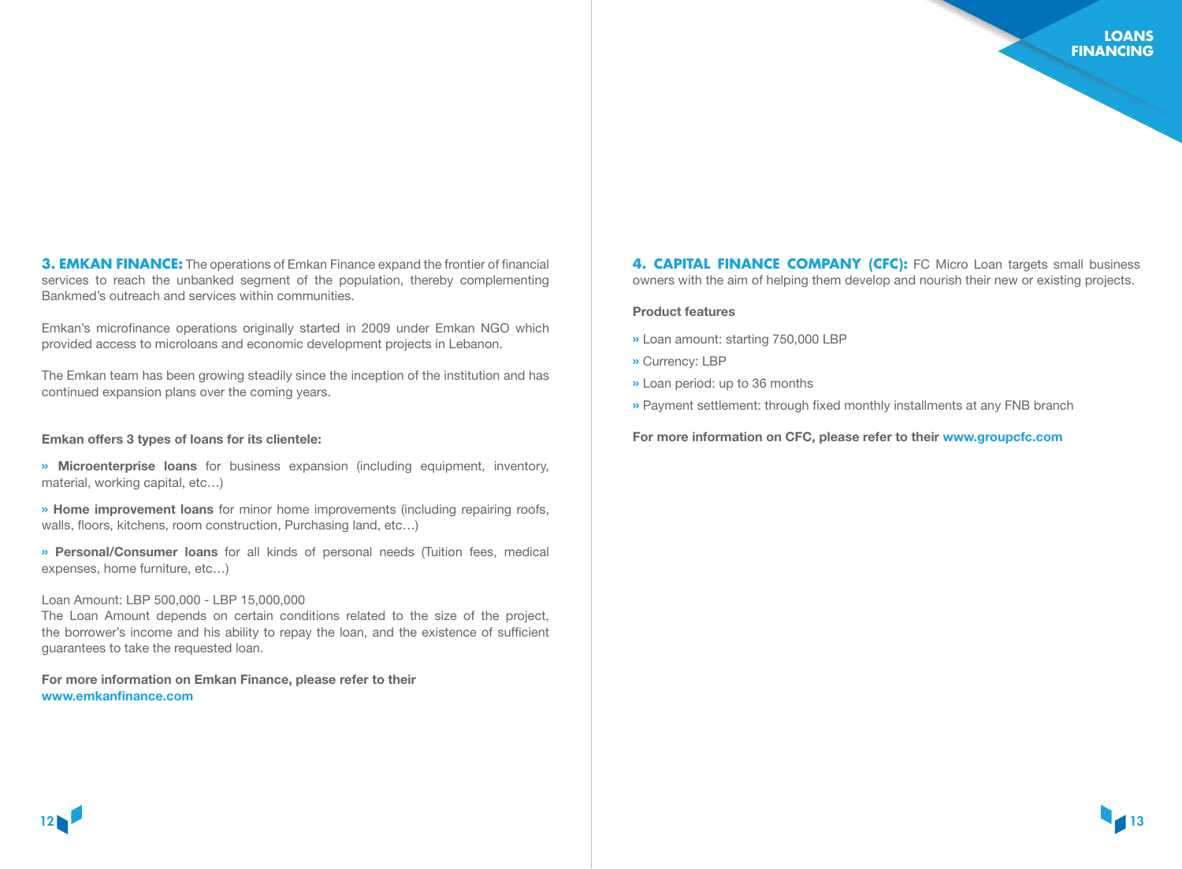**3. EMKAN FINANCE:** The operations of Emkan Finance expand the frontier of financial services to reach the unbanked segment of the population, thereby complementing Bankmed's outreach and services within communities.

Emkan's microfinance operations originally started in 2009 under Emkan NGO which provided access to microloans and economic development projects in Lebanon.

The Emkan team has been growing steadily since the inception of the institution and has continued expansion plans over the coming years.

**Emkan offers 3 types of loans for its clientele:**

» **Microenterprise loans** for business expansion (including equipment, inventory, material, working capital, etc…)

» **Home improvement loans** for minor home improvements (including repairing roofs, walls, floors, kitchens, room construction, Purchasing land, etc…)

» **Personal/Consumer loans** for all kinds of personal needs (Tuition fees, medical expenses, home furniture, etc…)

Loan Amount: LBP 500,000 - LBP 15,000,000
The Loan Amount depends on certain conditions related to the size of the project, the borrower's income and his ability to repay the loan, and the existence of sufficient guarantees to take the requested loan.

**For more information on Emkan Finance, please refer to their www.emkanfinance.com**

**4. CAPITAL FINANCE COMPANY (CFC):** FC Micro Loan targets small business owners with the aim of helping them develop and nourish their new or existing projects.

**Product features**

» Loan amount: starting 750,000 LBP

» Currency: LBP

» Loan period: up to 36 months

» Payment settlement: through fixed monthly installments at any FNB branch

**For more information on CFC, please refer to their www.groupcfc.com**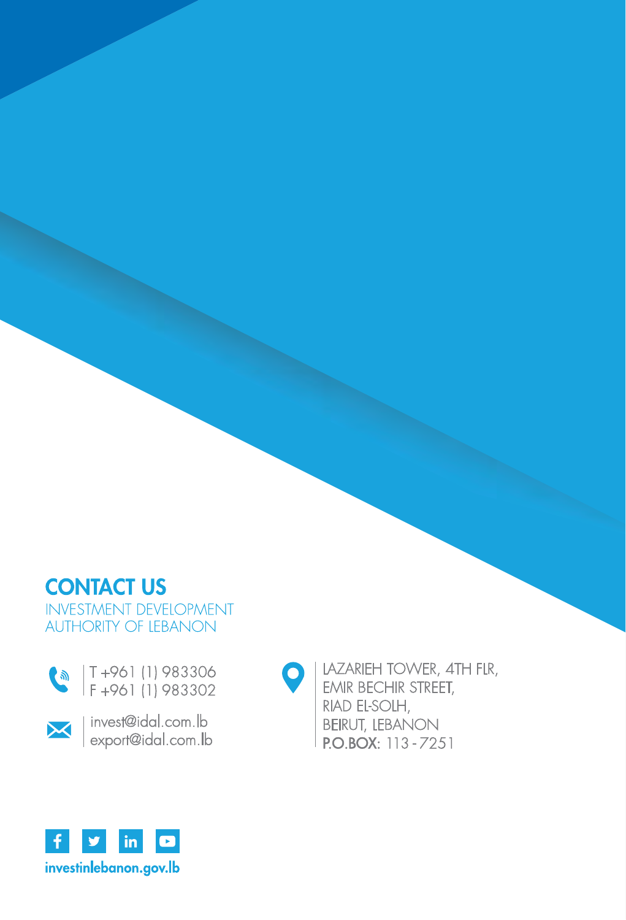## CONTACT US

INVESTMENT DEVELOPMENT AUTHORITY OF LEBANON

T +961 (1) 983306
F +961 (1) 983302

invest@idal.com.lb
export@idal.com.lb

LAZARIEH TOWER, 4TH FLR,
EMIR BECHIR STREET,
RIAD EL-SOLH,
BEIRUT, LEBANON
**P.O.BOX:** 113 - 7251

**investinlebanon.gov.lb**